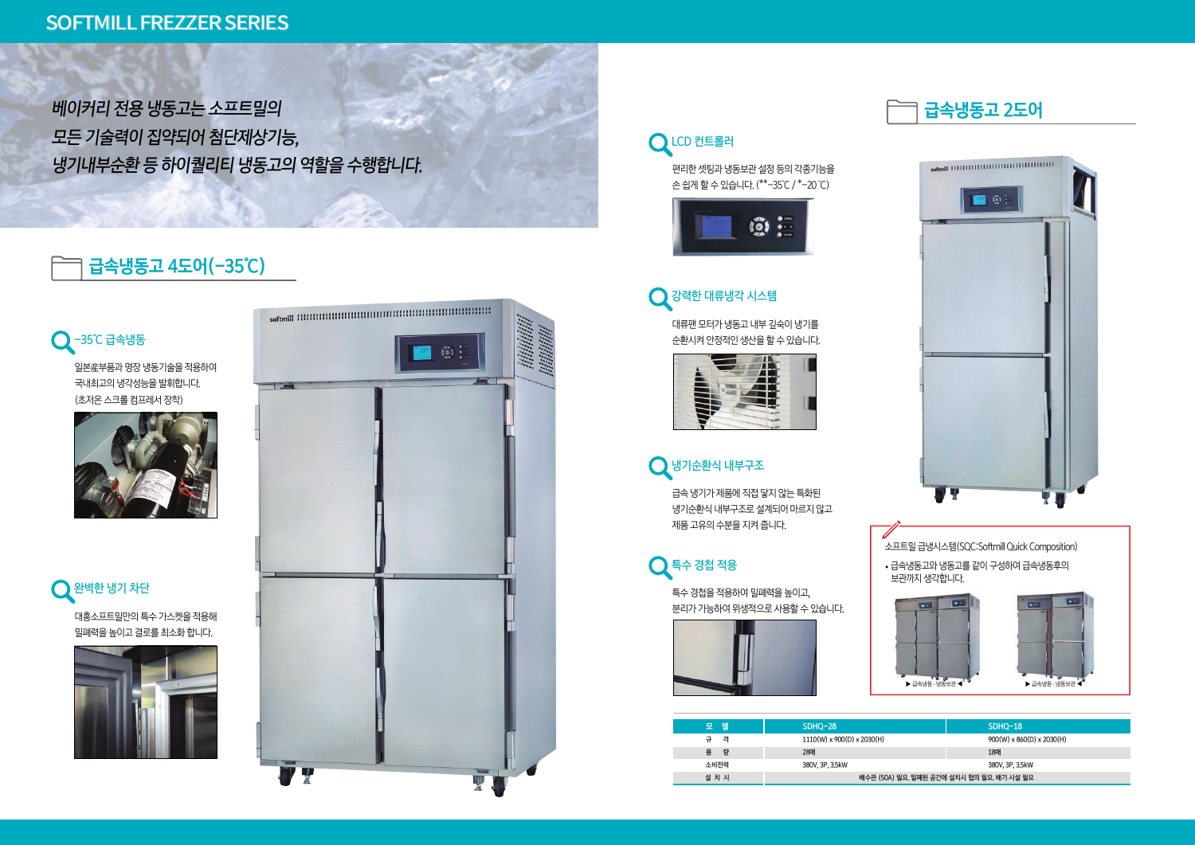# SOFTMILL FREZZER SERIES

*베이커리 전용 냉동고는 소프트밀의 모든 기술력이 집약되어 첨단제상기능, 냉기내부순환 등 하이퀄리티 냉동고의 역할을 수행합니다.*

## 급속냉동고 4도어(-35℃)

### -35℃ 급속냉동

일본産부품과 명장 냉동기술을 적용하여 국내최고의 냉각성능을 발휘합니다. (초저온 스크롤 컴프레서 장착)

### 완벽한 냉기 차단

대흥소프트밀만의 특수 가스켓을 적용해 밀폐력을 높이고 결로를 최소화 합니다.

### LCD 컨트롤러

편리한 셋팅과 냉동보관 설정 등의 각종기능을 손 쉽게 할 수 있습니다. (**-35℃ / *-20℃)

### 강력한 대류냉각 시스템

대류팬 모터가 냉동고 내부 깊숙이 냉기를 순환시켜 안정적인 생산을 할 수 있습니다.

### 냉기순환식 내부구조

급속 냉기가 제품에 직접 닿지 않는 특화된 냉기순환식 내부구조로 설계되어 마르지 않고 제품 고유의 수분을 지켜 줍니다.

### 특수 경첩 적용

특수 경첩을 적용하여 밀폐력을 높이고, 분리가 가능하여 위생적으로 사용할 수 있습니다.

## 급속냉동고 2도어

소프트밀 급냉시스템(SQC:Softmill Quick Composition)

- 급속냉동고와 냉동고를 같이 구성하여 급속냉동후의 보관까지 생각합니다.

▶ 급속냉동 · 냉동보관 ◀

▶ 급속냉동 · 냉동보관 ◀

| 모 델 | SDHQ-28 | SDHQ-18 |
|---|---|---|
| 규 격 | 1110(W) x 900(D) x 2030(H) | 900(W) x 860(D) x 2030(H) |
| 용 량 | 28매 | 18매 |
| 소비전력 | 380V, 3P, 3.5kW | 380V, 3P, 3.5kW |
| 설 치 시 | 배수관 (50A) 필요. 밀폐된 공간에 설치시 협의 필요. 배기 시설 필요 | |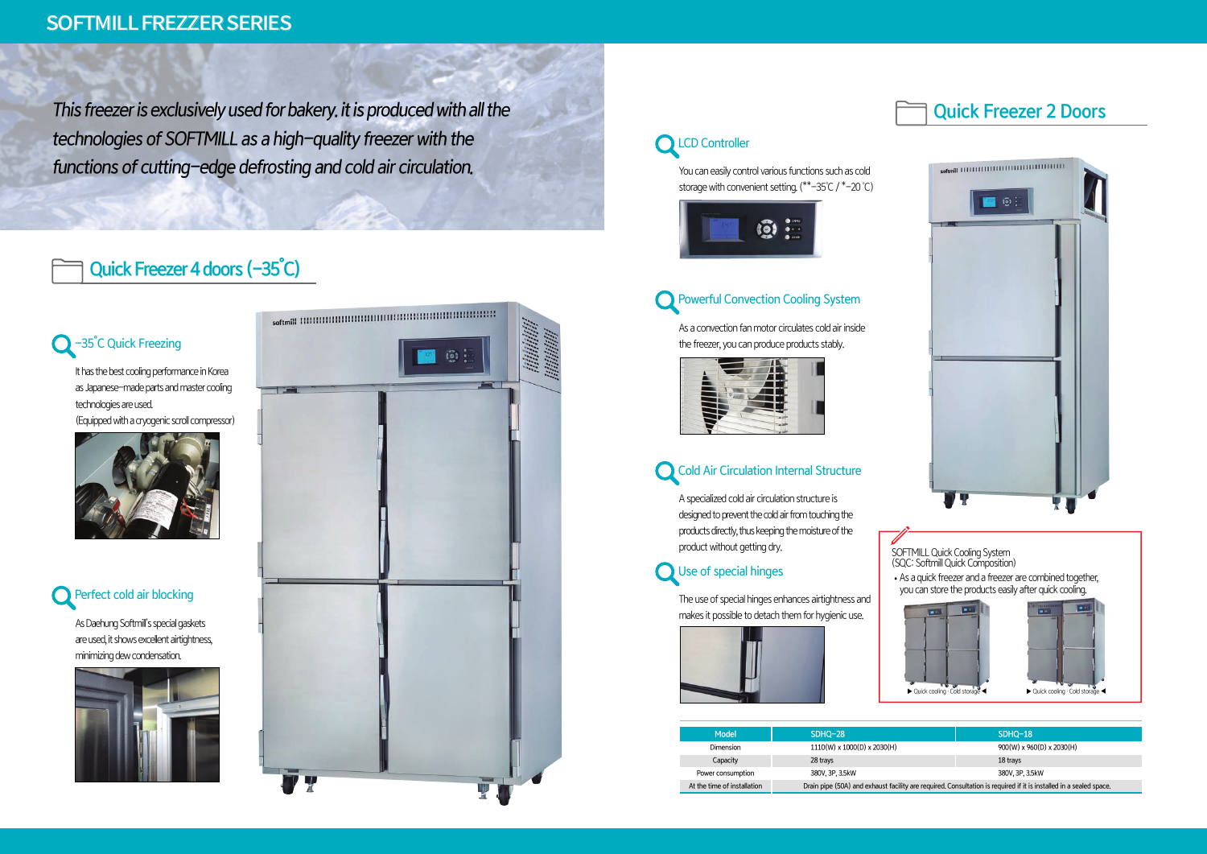# SOFTMILL FREZZER SERIES

*This freezer is exclusively used for bakery. it is produced with all the technologies of SOFTMILL as a high-quality freezer with the functions of cutting-edge defrosting and cold air circulation.*

## Quick Freezer 4 doors (-35˚C)

### -35˚C Quick Freezing

It has the best cooling performance in Korea as Japanese-made parts and master cooling technologies are used.
(Equipped with a cryogenic scroll compressor)

### Perfect cold air blocking

As Daehung Softmill's special gaskets are used, it shows excellent airtightness, minimizing dew condensation.

### LCD Controller

You can easily control various functions such as cold storage with convenient setting. (**-35℃ / *-20 ℃)

### Powerful Convection Cooling System

As a convection fan motor circulates cold air inside the freezer, you can produce products stably.

### Cold Air Circulation Internal Structure

A specialized cold air circulation structure is designed to prevent the cold air from touching the products directly, thus keeping the moisture of the product without getting dry.

### Use of special hinges

The use of special hinges enhances airtightness and makes it possible to detach them for hygienic use.

## Quick Freezer 2 Doors

SOFTMILL Quick Cooling System
(SQC: Softmill Quick Composition)

- As a quick freezer and a freezer are combined together, you can store the products easily after quick cooling.

▶ Quick cooling · Cold storage ◀

▶ Quick cooling · Cold storage ◀

| Model | SDHQ-28 | SDHQ-18 |
|---|---|---|
| Dimension | 1110(W) x 1000(D) x 2030(H) | 900(W) x 960(D) x 2030(H) |
| Capacity | 28 trays | 18 trays |
| Power consumption | 380V, 3P, 3.5kW | 380V, 3P, 3.5kW |
| At the time of installation | Drain pipe (50A) and exhaust facility are required. Consultation is required if it is installed in a sealed space. | |